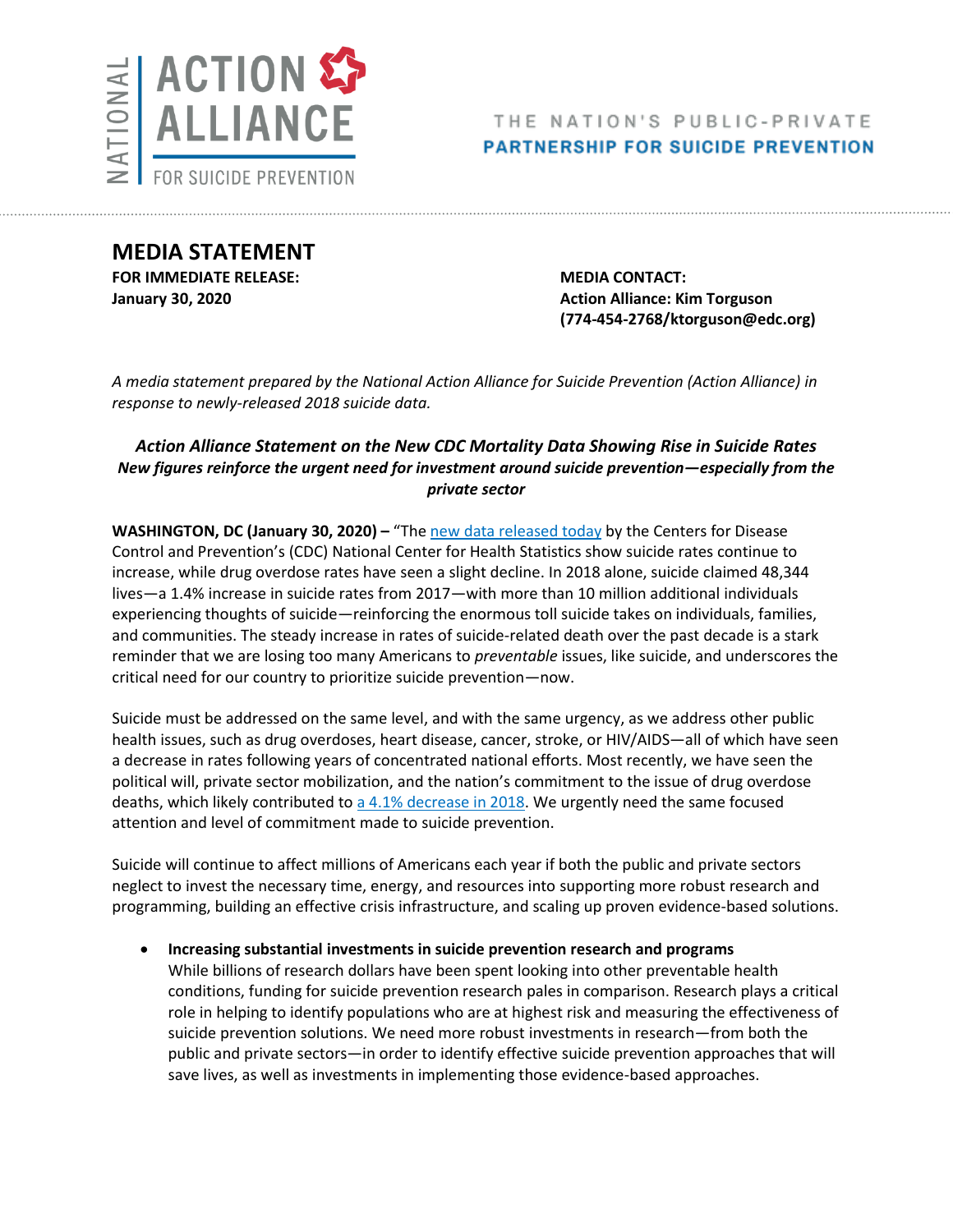NATIONAL ACTION ALLIANCE FOR SUICIDE PREVENTION

THE NATION'S PUBLIC-PRIVATE **PARTNERSHIP FOR SUICIDE PREVENTION**

# MEDIA STATEMENT

**FOR IMMEDIATE RELEASE:**
**January 30, 2020**

**MEDIA CONTACT:**
**Action Alliance: Kim Torguson**
**(774-454-2768/ktorguson@edc.org)**

*A media statement prepared by the National Action Alliance for Suicide Prevention (Action Alliance) in response to newly-released 2018 suicide data.*

### *Action Alliance Statement on the New CDC Mortality Data Showing Rise in Suicide Rates*

***New figures reinforce the urgent need for investment around suicide prevention—especially from the private sector***

**WASHINGTON, DC (January 30, 2020) –** "The new data released today by the Centers for Disease Control and Prevention's (CDC) National Center for Health Statistics show suicide rates continue to increase, while drug overdose rates have seen a slight decline. In 2018 alone, suicide claimed 48,344 lives—a 1.4% increase in suicide rates from 2017—with more than 10 million additional individuals experiencing thoughts of suicide—reinforcing the enormous toll suicide takes on individuals, families, and communities. The steady increase in rates of suicide-related death over the past decade is a stark reminder that we are losing too many Americans to *preventable* issues, like suicide, and underscores the critical need for our country to prioritize suicide prevention—now.

Suicide must be addressed on the same level, and with the same urgency, as we address other public health issues, such as drug overdoses, heart disease, cancer, stroke, or HIV/AIDS—all of which have seen a decrease in rates following years of concentrated national efforts. Most recently, we have seen the political will, private sector mobilization, and the nation's commitment to the issue of drug overdose deaths, which likely contributed to a 4.1% decrease in 2018. We urgently need the same focused attention and level of commitment made to suicide prevention.

Suicide will continue to affect millions of Americans each year if both the public and private sectors neglect to invest the necessary time, energy, and resources into supporting more robust research and programming, building an effective crisis infrastructure, and scaling up proven evidence-based solutions.

- **Increasing substantial investments in suicide prevention research and programs**
  While billions of research dollars have been spent looking into other preventable health conditions, funding for suicide prevention research pales in comparison. Research plays a critical role in helping to identify populations who are at highest risk and measuring the effectiveness of suicide prevention solutions. We need more robust investments in research—from both the public and private sectors—in order to identify effective suicide prevention approaches that will save lives, as well as investments in implementing those evidence-based approaches.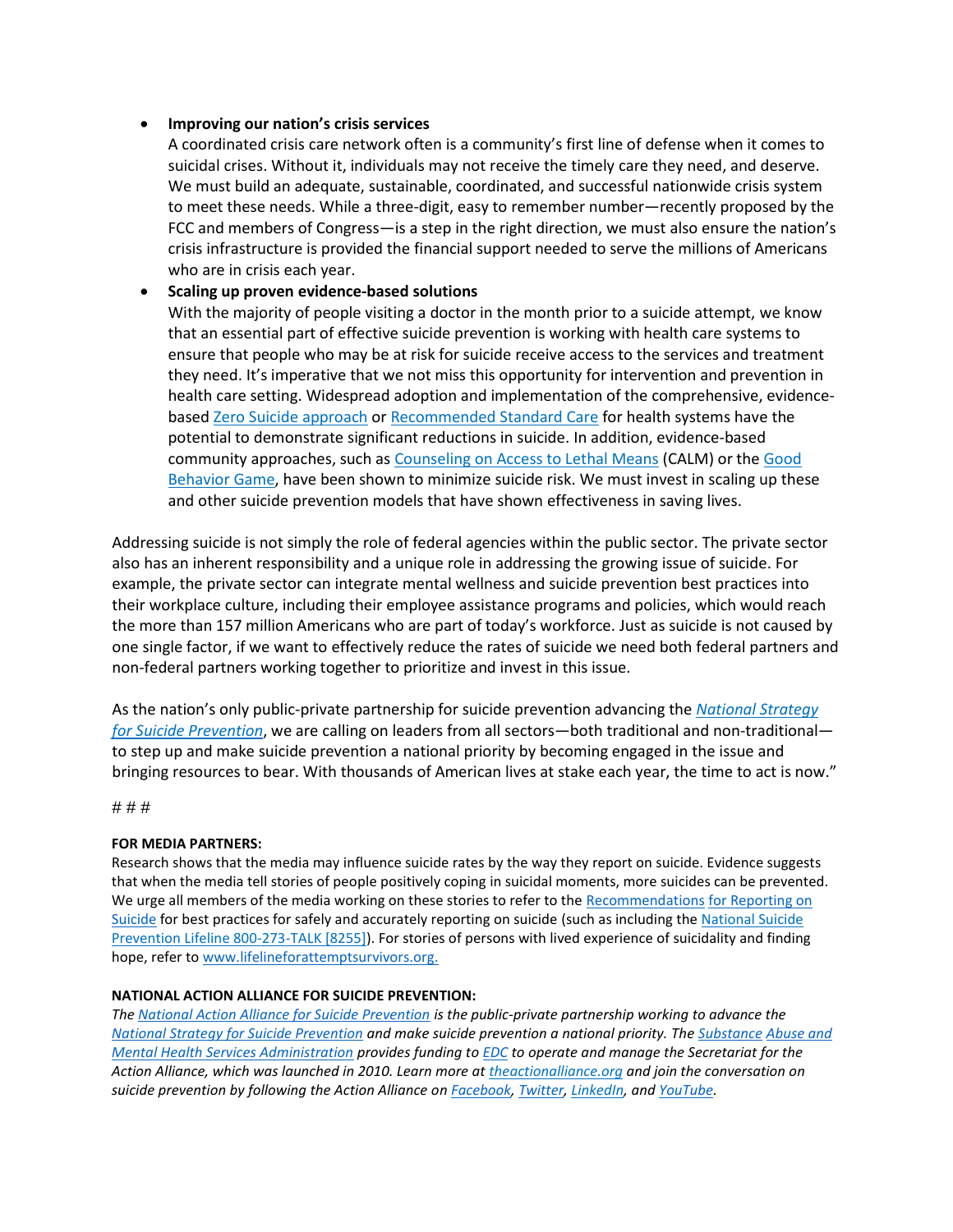- **Improving our nation's crisis services**
  A coordinated crisis care network often is a community's first line of defense when it comes to suicidal crises. Without it, individuals may not receive the timely care they need, and deserve. We must build an adequate, sustainable, coordinated, and successful nationwide crisis system to meet these needs. While a three-digit, easy to remember number—recently proposed by the FCC and members of Congress—is a step in the right direction, we must also ensure the nation's crisis infrastructure is provided the financial support needed to serve the millions of Americans who are in crisis each year.
- **Scaling up proven evidence-based solutions**
  With the majority of people visiting a doctor in the month prior to a suicide attempt, we know that an essential part of effective suicide prevention is working with health care systems to ensure that people who may be at risk for suicide receive access to the services and treatment they need. It's imperative that we not miss this opportunity for intervention and prevention in health care setting. Widespread adoption and implementation of the comprehensive, evidence-based Zero Suicide approach or Recommended Standard Care for health systems have the potential to demonstrate significant reductions in suicide. In addition, evidence-based community approaches, such as Counseling on Access to Lethal Means (CALM) or the Good Behavior Game, have been shown to minimize suicide risk. We must invest in scaling up these and other suicide prevention models that have shown effectiveness in saving lives.

Addressing suicide is not simply the role of federal agencies within the public sector. The private sector also has an inherent responsibility and a unique role in addressing the growing issue of suicide. For example, the private sector can integrate mental wellness and suicide prevention best practices into their workplace culture, including their employee assistance programs and policies, which would reach the more than 157 million Americans who are part of today's workforce. Just as suicide is not caused by one single factor, if we want to effectively reduce the rates of suicide we need both federal partners and non-federal partners working together to prioritize and invest in this issue.

As the nation's only public-private partnership for suicide prevention advancing the *National Strategy for Suicide Prevention*, we are calling on leaders from all sectors—both traditional and non-traditional—to step up and make suicide prevention a national priority by becoming engaged in the issue and bringing resources to bear. With thousands of American lives at stake each year, the time to act is now."

# # #

**FOR MEDIA PARTNERS:**
Research shows that the media may influence suicide rates by the way they report on suicide. Evidence suggests that when the media tell stories of people positively coping in suicidal moments, more suicides can be prevented. We urge all members of the media working on these stories to refer to the Recommendations for Reporting on Suicide for best practices for safely and accurately reporting on suicide (such as including the National Suicide Prevention Lifeline 800-273-TALK [8255]). For stories of persons with lived experience of suicidality and finding hope, refer to www.lifelineforattemptsurvivors.org.

**NATIONAL ACTION ALLIANCE FOR SUICIDE PREVENTION:**
*The National Action Alliance for Suicide Prevention is the public-private partnership working to advance the National Strategy for Suicide Prevention and make suicide prevention a national priority. The Substance Abuse and Mental Health Services Administration provides funding to EDC to operate and manage the Secretariat for the Action Alliance, which was launched in 2010. Learn more at theactionalliance.org and join the conversation on suicide prevention by following the Action Alliance on Facebook, Twitter, LinkedIn, and YouTube.*